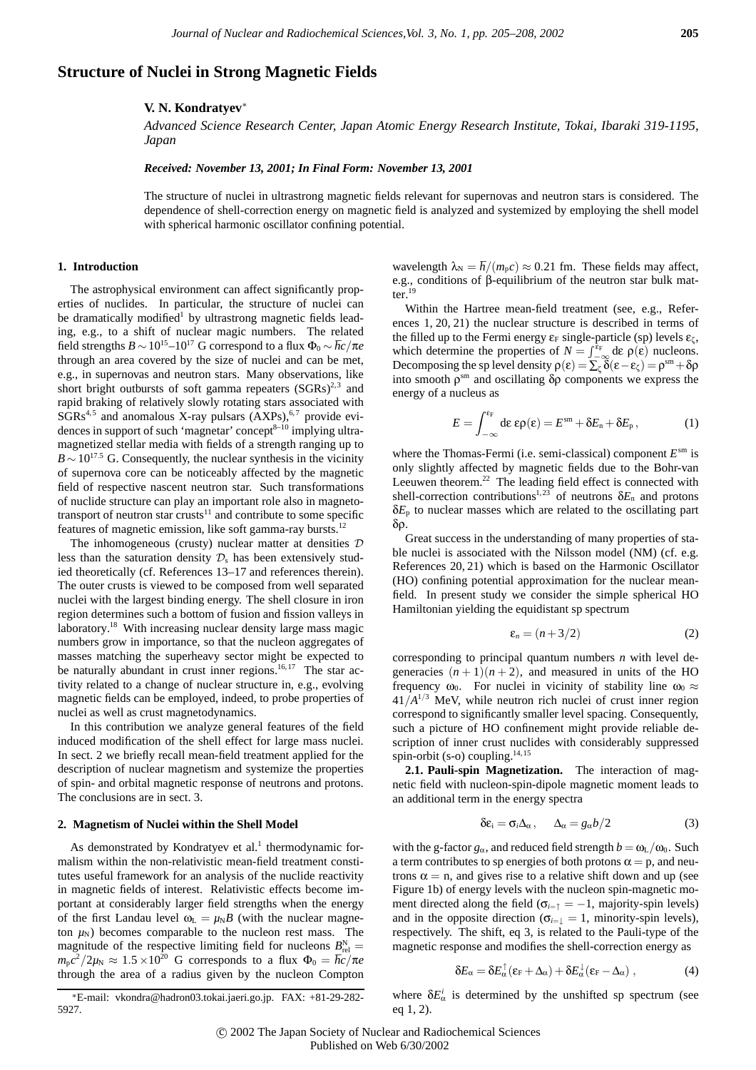# Structure of Nuclei in Strong Magnetic Fields

**V. N. Kondratyev***

*Advanced Science Research Center, Japan Atomic Energy Research Institute, Tokai, Ibaraki 319-1195, Japan*

***Received: November 13, 2001; In Final Form: November 13, 2001***

The structure of nuclei in ultrastrong magnetic fields relevant for supernovas and neutron stars is considered. The dependence of shell-correction energy on magnetic field is analyzed and systemized by employing the shell model with spherical harmonic oscillator confining potential.

## 1. Introduction

The astrophysical environment can affect significantly properties of nuclides. In particular, the structure of nuclei can be dramatically modified[1] by ultrastrong magnetic fields leading, e.g., to a shift of nuclear magic numbers. The related field strengths $B \sim 10^{15}$–$10^{17}$ G correspond to a flux $\Phi_0 \sim \hbar c/\pi e$ through an area covered by the size of nuclei and can be met, e.g., in supernovas and neutron stars. Many observations, like short bright outbursts of soft gamma repeaters (SGRs)[2,3] and rapid braking of relatively slowly rotating stars associated with SGRs[4,5] and anomalous X-ray pulsars (AXPs),[6,7] provide evidences in support of such 'magnetar' concept[8–10] implying ultramagnetized stellar media with fields of a strength ranging up to $B \sim 10^{17.5}$ G. Consequently, the nuclear synthesis in the vicinity of supernova core can be noticeably affected by the magnetic field of respective nascent neutron star. Such transformations of nuclide structure can play an important role also in magnetotransport of neutron star crusts[11] and contribute to some specific features of magnetic emission, like soft gamma-ray bursts.[12]

The inhomogeneous (crusty) nuclear matter at densities $\mathcal{D}$ less than the saturation density $\mathcal{D}_s$ has been extensively studied theoretically (cf. References 13–17 and references therein). The outer crusts is viewed to be composed from well separated nuclei with the largest binding energy. The shell closure in iron region determines such a bottom of fusion and fission valleys in laboratory.[18] With increasing nuclear density large mass magic numbers grow in importance, so that the nucleon aggregates of masses matching the superheavy sector might be expected to be naturally abundant in crust inner regions.[16,17] The star activity related to a change of nuclear structure in, e.g., evolving magnetic fields can be employed, indeed, to probe properties of nuclei as well as crust magnetodynamics.

In this contribution we analyze general features of the field induced modification of the shell effect for large mass nuclei. In sect. 2 we briefly recall mean-field treatment applied for the description of nuclear magnetism and systemize the properties of spin- and orbital magnetic response of neutrons and protons. The conclusions are in sect. 3.

## 2. Magnetism of Nuclei within the Shell Model

As demonstrated by Kondratyev et al.[1] thermodynamic formalism within the non-relativistic mean-field treatment constitutes useful framework for an analysis of the nuclide reactivity in magnetic fields of interest. Relativistic effects become important at considerably larger field strengths when the energy of the first Landau level $\omega_L = \mu_N B$ (with the nuclear magneton $\mu_N$) becomes comparable to the nucleon rest mass. The magnitude of the respective limiting field for nucleons $B^N_{rel} = m_p c^2/2\mu_N \approx 1.5 \times 10^{20}$ G corresponds to a flux $\Phi_0 = \hbar c/\pi e$ through the area of a radius given by the nucleon Compton wavelength $\lambda_N = \hbar/(m_p c) \approx 0.21$ fm. These fields may affect, e.g., conditions of β-equilibrium of the neutron star bulk matter.[19]

Within the Hartree mean-field treatment (see, e.g., References 1, 20, 21) the nuclear structure is described in terms of the filled up to the Fermi energy $\varepsilon_F$ single-particle (sp) levels $\varepsilon_\zeta$, which determine the properties of $N = \int_{-\infty}^{\varepsilon_F} d\varepsilon\, \rho(\varepsilon)$ nucleons. Decomposing the sp level density $\rho(\varepsilon) = \sum_\zeta \delta(\varepsilon - \varepsilon_\zeta) = \rho^{sm} + \delta\rho$ into smooth $\rho^{sm}$ and oscillating $\delta\rho$ components we express the energy of a nucleus as

$$E = \int_{-\infty}^{\varepsilon_F} d\varepsilon\, \varepsilon\rho(\varepsilon) = E^{sm} + \delta E_n + \delta E_p\,, \tag{1}$$

where the Thomas-Fermi (i.e. semi-classical) component $E^{sm}$ is only slightly affected by magnetic fields due to the Bohr-van Leeuwen theorem.[22] The leading field effect is connected with shell-correction contributions[1,23] of neutrons $\delta E_n$ and protons $\delta E_p$ to nuclear masses which are related to the oscillating part $\delta\rho$.

Great success in the understanding of many properties of stable nuclei is associated with the Nilsson model (NM) (cf. e.g. References 20, 21) which is based on the Harmonic Oscillator (HO) confining potential approximation for the nuclear mean-field. In present study we consider the simple spherical HO Hamiltonian yielding the equidistant sp spectrum

$$\varepsilon_n = (n + 3/2) \tag{2}$$

corresponding to principal quantum numbers $n$ with level degeneracies $(n+1)(n+2)$, and measured in units of the HO frequency $\omega_0$. For nuclei in vicinity of stability line $\omega_0 \approx 41/A^{1/3}$ MeV, while neutron rich nuclei of crust inner region correspond to significantly smaller level spacing. Consequently, such a picture of HO confinement might provide reliable description of inner crust nuclides with considerably suppressed spin-orbit (s-o) coupling.[14,15]

**2.1. Pauli-spin Magnetization.** The interaction of magnetic field with nucleon-spin-dipole magnetic moment leads to an additional term in the energy spectra

$$\delta\varepsilon_i = \sigma_i \Delta_\alpha\,, \quad \Delta_\alpha = g_\alpha b/2 \tag{3}$$

with the g-factor $g_\alpha$, and reduced field strength $b = \omega_L/\omega_0$. Such a term contributes to sp energies of both protons $\alpha = p$, and neutrons $\alpha = n$, and gives rise to a relative shift down and up (see Figure 1b) of energy levels with the nucleon spin-magnetic moment directed along the field ($\sigma_{i=\uparrow} = -1$, majority-spin levels) and in the opposite direction ($\sigma_{i=\downarrow} = 1$, minority-spin levels), respectively. The shift, eq 3, is related to the Pauli-type of the magnetic response and modifies the shell-correction energy as

$$\delta E_\alpha = \delta E^\uparrow_\alpha(\varepsilon_F + \Delta_\alpha) + \delta E^\downarrow_\alpha(\varepsilon_F - \Delta_\alpha)\,, \tag{4}$$

where $\delta E^i_\alpha$ is determined by the unshifted sp spectrum (see eq 1, 2).

*E-mail: vkondra@hadron03.tokai.jaeri.go.jp. FAX: +81-29-282-5927.

© 2002 The Japan Society of Nuclear and Radiochemical Sciences
Published on Web 6/30/2002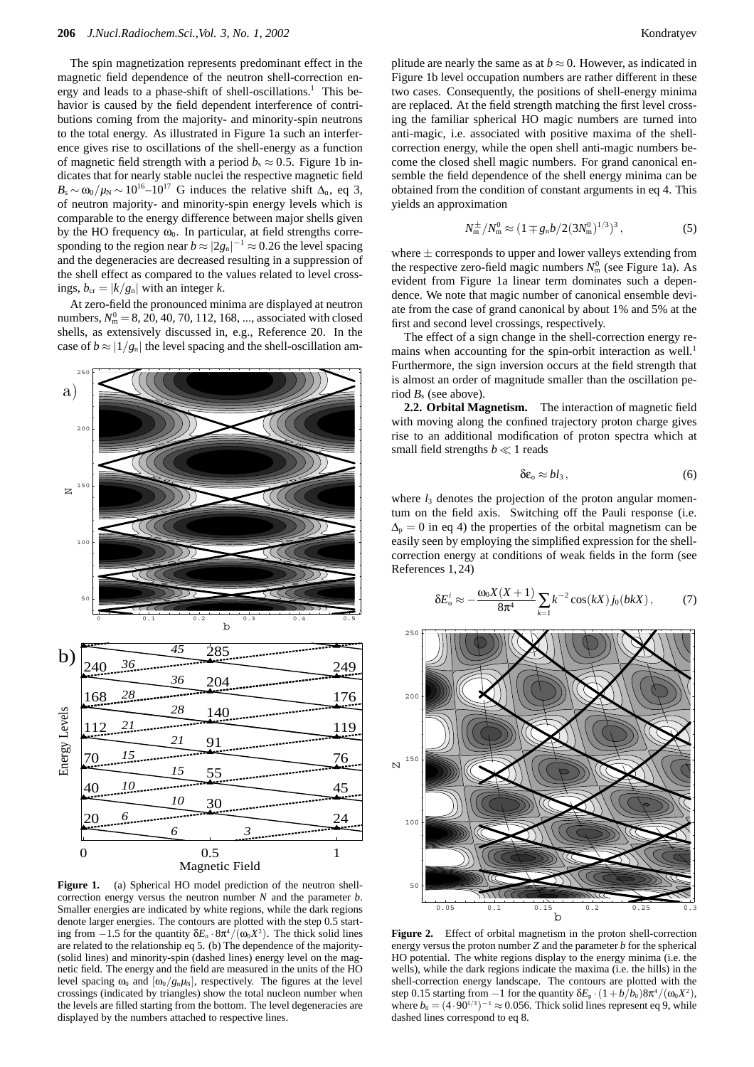The spin magnetization represents predominant effect in the magnetic field dependence of the neutron shell-correction energy and leads to a phase-shift of shell-oscillations.[1] This behavior is caused by the field dependent interference of contributions coming from the majority- and minority-spin neutrons to the total energy. As illustrated in Figure 1a such an interference gives rise to oscillations of the shell-energy as a function of magnetic field strength with a period $b_s \approx 0.5$. Figure 1b indicates that for nearly stable nuclei the respective magnetic field $B_s \sim \omega_0/\mu_N \sim 10^{16}$–$10^{17}$ G induces the relative shift $\Delta_n$, eq 3, of neutron majority- and minority-spin energy levels which is comparable to the energy difference between major shells given by the HO frequency $\omega_0$. In particular, at field strengths corresponding to the region near $b \approx |2g_n|^{-1} \approx 0.26$ the level spacing and the degeneracies are decreased resulting in a suppression of the shell effect as compared to the values related to level crossings, $b_{cr} = |k/g_n|$ with an integer $k$.

At zero-field the pronounced minima are displayed at neutron numbers, $N_m^0 = 8, 20, 40, 70, 112, 168, \ldots$, associated with closed shells, as extensively discussed in, e.g., Reference 20. In the case of $b \approx |1/g_n|$ the level spacing and the shell-oscillation amplitude are nearly the same as at $b \approx 0$. However, as indicated in Figure 1b level occupation numbers are rather different in these two cases. Consequently, the positions of shell-energy minima are replaced. At the field strength matching the first level crossing the familiar spherical HO magic numbers are turned into anti-magic, i.e. associated with positive maxima of the shell-correction energy, while the open shell anti-magic numbers become the closed shell magic numbers. For grand canonical ensemble the field dependence of the shell energy minima can be obtained from the condition of constant arguments in eq 4. This yields an approximation

$$N_m^{\pm}/N_m^0 \approx (1 \mp g_n b/2(3N_m^0)^{1/3})^3, \tag{5}$$

where $\pm$ corresponds to upper and lower valleys extending from the respective zero-field magic numbers $N_m^0$ (see Figure 1a). As evident from Figure 1a linear term dominates such a dependence. We note that magic number of canonical ensemble deviate from the case of grand canonical by about 1% and 5% at the first and second level crossings, respectively.

The effect of a sign change in the shell-correction energy remains when accounting for the spin-orbit interaction as well.[1] Furthermore, the sign inversion occurs at the field strength that is almost an order of magnitude smaller than the oscillation period $B_s$ (see above).

**2.2. Orbital Magnetism.** The interaction of magnetic field with moving along the confined trajectory proton charge gives rise to an additional modification of proton spectra which at small field strengths $b \ll 1$ reads

$$\delta\varepsilon_o \approx b l_3, \tag{6}$$

where $l_3$ denotes the projection of the proton angular momentum on the field axis. Switching off the Pauli response (i.e. $\Delta_p = 0$ in eq 4) the properties of the orbital magnetism can be easily seen by employing the simplified expression for the shell-correction energy at conditions of weak fields in the form (see References 1, 24)

$$\delta E_o^i \approx -\frac{\omega_0 X(X+1)}{8\pi^4} \sum_{k=1} k^{-2} \cos(kX)\, j_0(bkX), \tag{7}$$

**Figure 1.** (a) Spherical HO model prediction of the neutron shell-correction energy versus the neutron number $N$ and the parameter $b$. Smaller energies are indicated by white regions, while the dark regions denote larger energies. The contours are plotted with the step 0.5 starting from $-1.5$ for the quantity $\delta E_n \cdot 8\pi^4/(\omega_0 X^2)$. The thick solid lines are related to the relationship eq 5. (b) The dependence of the majority- (solid lines) and minority-spin (dashed lines) energy level on the magnetic field. The energy and the field are measured in the units of the HO level spacing $\omega_0$ and $[\omega_0/g_n\mu_N]$, respectively. The figures at the level crossings (indicated by triangles) show the total nucleon number when the levels are filled starting from the bottom. The level degeneracies are displayed by the numbers attached to respective lines.

**Figure 2.** Effect of orbital magnetism in the proton shell-correction energy versus the proton number $Z$ and the parameter $b$ for the spherical HO potential. The white regions display to the energy minima (i.e. the wells), while the dark regions indicate the maxima (i.e. the hills) in the shell-correction energy landscape. The contours are plotted with the step 0.15 starting from $-1$ for the quantity $\delta E_p \cdot (1 + b/b_0) 8\pi^4/(\omega_0 X^2)$, where $b_0 = (4 \cdot 90^{1/3})^{-1} \approx 0.056$. Thick solid lines represent eq 9, while dashed lines correspond to eq 8.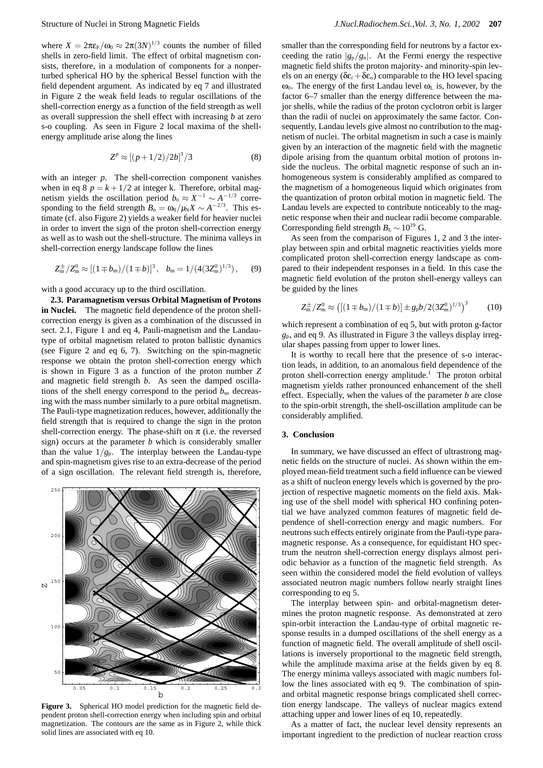where $X = 2\pi\varepsilon_F/\omega_0 \approx 2\pi(3N)^{1/3}$ counts the number of filled shells in zero-field limit. The effect of orbital magnetism consists, therefore, in a modulation of components for a nonperturbed spherical HO by the spherical Bessel function with the field dependent argument. As indicated by eq 7 and illustrated in Figure 2 the weak field leads to regular oscillations of the shell-correction energy as a function of the field strength as well as overall suppression the shell effect with increasing $b$ at zero s-o coupling. As seen in Figure 2 local maxima of the shell-energy amplitude arise along the lines

$$Z^p \approx [(p+1/2)/2b]^3/3 \tag{8}$$

with an integer $p$. The shell-correction component vanishes when in eq 8 $p = k + 1/2$ at integer k. Therefore, orbital magnetism yields the oscillation period $b_o \approx X^{-1} \sim A^{-1/3}$ corresponding to the field strength $B_o = \omega_0/\mu_N X \sim A^{-2/3}$. This estimate (cf. also Figure 2) yields a weaker field for heavier nuclei in order to invert the sign of the proton shell-correction energy as well as to wash out the shell-structure. The minima valleys in shell-correction energy landscape follow the lines

$$Z^{\pm}_m/Z^0_m \approx [(1 \mp b_m)/(1 \mp b)]^3, \quad b_m = 1/(4(3Z^0_m)^{1/3}), \tag{9}$$

with a good accuracy up to the third oscillation.

**2.3. Paramagnetism versus Orbital Magnetism of Protons in Nuclei.** The magnetic field dependence of the proton shell-correction energy is given as a combination of the discussed in sect. 2.1, Figure 1 and eq 4, Pauli-magnetism and the Landau-type of orbital magnetism related to proton ballistic dynamics (see Figure 2 and eq 6, 7). Switching on the spin-magnetic response we obtain the proton shell-correction energy which is shown in Figure 3 as a function of the proton number $Z$ and magnetic field strength $b$. As seen the damped oscillations of the shell energy correspond to the period $b_{so}$ decreasing with the mass number similarly to a pure orbital magnetism. The Pauli-type magnetization reduces, however, additionally the field strength that is required to change the sign in the proton shell-correction energy. The phase-shift on $\pi$ (i.e. the reversed sign) occurs at the parameter $b$ which is considerably smaller than the value $1/g_p$. The interplay between the Landau-type and spin-magnetism gives rise to an extra-decrease of the period of a sign oscillation. The relevant field strength is, therefore, smaller than the corresponding field for neutrons by a factor exceeding the ratio $|g_p/g_n|$. At the Fermi energy the respective magnetic field shifts the proton majority- and minority-spin levels on an energy $(\delta\varepsilon_i + \delta\varepsilon_o)$ comparable to the HO level spacing $\omega_0$. The energy of the first Landau level $\omega_L$ is, however, by the factor 6–7 smaller than the energy difference between the major shells, while the radius of the proton cyclotron orbit is larger than the radii of nuclei on approximately the same factor. Consequently, Landau levels give almost no contribution to the magnetism of nuclei. The orbital magnetism in such a case is mainly given by an interaction of the magnetic field with the magnetic dipole arising from the quantum orbital motion of protons inside the nucleus. The orbital magnetic response of such an inhomogeneous system is considerably amplified as compared to the magnetism of a homogeneous liquid which originates from the quantization of proton orbital motion in magnetic field. The Landau levels are expected to contribute noticeably to the magnetic response when their and nuclear radii become comparable. Corresponding field strength $B_L \sim 10^{19}$ G.

As seen from the comparison of Figures 1, 2 and 3 the interplay between spin and orbital magnetic reactivities yields more complicated proton shell-correction energy landscape as compared to their independent responses in a field. In this case the magnetic field evolution of the proton shell-energy valleys can be guided by the lines

$$Z^{\pm}_m/Z^0_m \approx \left([(1 \mp b_m)/(1 \mp b)] \pm g_p b/2(3Z^0_m)^{1/3}\right)^3 \tag{10}$$

which represent a combination of eq 5, but with proton g-factor $g_p$, and eq 9. As illustrated in Figure 3 the valleys display irregular shapes passing from upper to lower lines.

It is worthy to recall here that the presence of s-o interaction leads, in addition, to an anomalous field dependence of the proton shell-correction energy amplitude.[1] The proton orbital magnetism yields rather pronounced enhancement of the shell effect. Especially, when the values of the parameter $b$ are close to the spin-orbit strength, the shell-oscillation amplitude can be considerably amplified.

**Figure 3.** Spherical HO model prediction for the magnetic field dependent proton shell-correction energy when including spin and orbital magnetization. The contours are the same as in Figure 2, while thick solid lines are associated with eq 10.

## 3. Conclusion

In summary, we have discussed an effect of ultrastrong magnetic fields on the structure of nuclei. As shown within the employed mean-field treatment such a field influence can be viewed as a shift of nucleon energy levels which is governed by the projection of respective magnetic moments on the field axis. Making use of the shell model with spherical HO confining potential we have analyzed common features of magnetic field dependence of shell-correction energy and magic numbers. For neutrons such effects entirely originate from the Pauli-type paramagnetic response. As a consequence, for equidistant HO spectrum the neutron shell-correction energy displays almost periodic behavior as a function of the magnetic field strength. As seen within the considered model the field evolution of valleys associated neutron magic numbers follow nearly straight lines corresponding to eq 5.

The interplay between spin- and orbital-magnetism determines the proton magnetic response. As demonstrated at zero spin-orbit interaction the Landau-type of orbital magnetic response results in a dumped oscillations of the shell energy as a function of magnetic field. The overall amplitude of shell oscillations is inversely proportional to the magnetic field strength, while the amplitude maxima arise at the fields given by eq 8. The energy minima valleys associated with magic numbers follow the lines associated with eq 9. The combination of spin- and orbital magnetic response brings complicated shell correction energy landscape. The valleys of nuclear magics extend attaching upper and lower lines of eq 10, repeatedly.

As a matter of fact, the nuclear level density represents an important ingredient to the prediction of nuclear reaction cross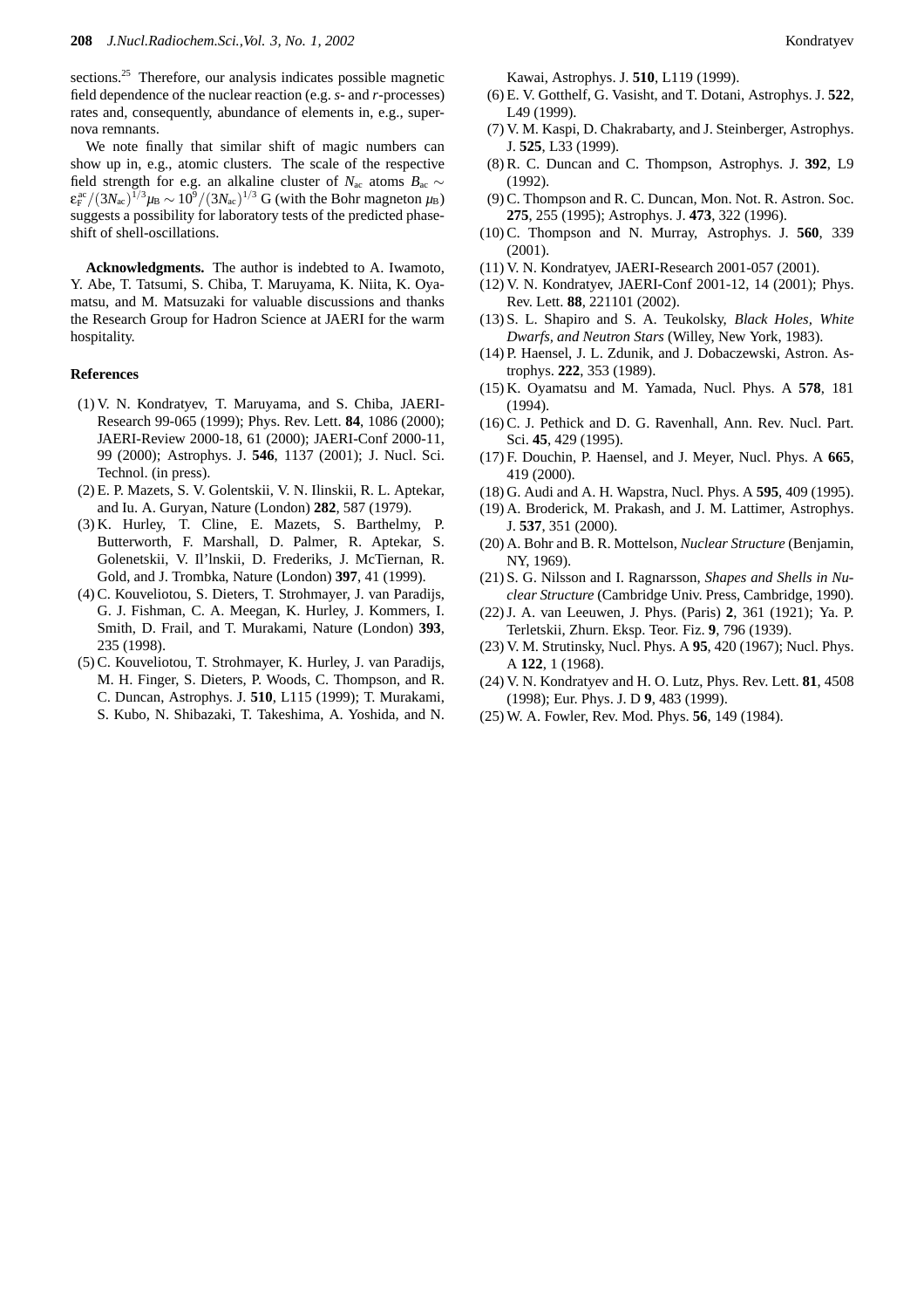sections.[25] Therefore, our analysis indicates possible magnetic field dependence of the nuclear reaction (e.g. *s*- and *r*-processes) rates and, consequently, abundance of elements in, e.g., supernova remnants.

We note finally that similar shift of magic numbers can show up in, e.g., atomic clusters. The scale of the respective field strength for e.g. an alkaline cluster of $N_{ac}$ atoms $B_{ac} \sim \varepsilon_F^{ac}/(3N_{ac})^{1/3}\mu_B \sim 10^9/(3N_{ac})^{1/3}$ G (with the Bohr magneton $\mu_B$) suggests a possibility for laboratory tests of the predicted phase-shift of shell-oscillations.

**Acknowledgments.** The author is indebted to A. Iwamoto, Y. Abe, T. Tatsumi, S. Chiba, T. Maruyama, K. Niita, K. Oyamatsu, and M. Matsuzaki for valuable discussions and thanks the Research Group for Hadron Science at JAERI for the warm hospitality.

## References

(1) V. N. Kondratyev, T. Maruyama, and S. Chiba, JAERI-Research 99-065 (1999); Phys. Rev. Lett. **84**, 1086 (2000); JAERI-Review 2000-18, 61 (2000); JAERI-Conf 2000-11, 99 (2000); Astrophys. J. **546**, 1137 (2001); J. Nucl. Sci. Technol. (in press).

(2) E. P. Mazets, S. V. Golentskii, V. N. Ilinskii, R. L. Aptekar, and Iu. A. Guryan, Nature (London) **282**, 587 (1979).

(3) K. Hurley, T. Cline, E. Mazets, S. Barthelmy, P. Butterworth, F. Marshall, D. Palmer, R. Aptekar, S. Golenetskii, V. Il'lnskii, D. Frederiks, J. McTiernan, R. Gold, and J. Trombka, Nature (London) **397**, 41 (1999).

(4) C. Kouveliotou, S. Dieters, T. Strohmayer, J. van Paradijs, G. J. Fishman, C. A. Meegan, K. Hurley, J. Kommers, I. Smith, D. Frail, and T. Murakami, Nature (London) **393**, 235 (1998).

(5) C. Kouveliotou, T. Strohmayer, K. Hurley, J. van Paradijs, M. H. Finger, S. Dieters, P. Woods, C. Thompson, and R. C. Duncan, Astrophys. J. **510**, L115 (1999); T. Murakami, S. Kubo, N. Shibazaki, T. Takeshima, A. Yoshida, and N. Kawai, Astrophys. J. **510**, L119 (1999).

(6) E. V. Gotthelf, G. Vasisht, and T. Dotani, Astrophys. J. **522**, L49 (1999).

(7) V. M. Kaspi, D. Chakrabarty, and J. Steinberger, Astrophys. J. **525**, L33 (1999).

(8) R. C. Duncan and C. Thompson, Astrophys. J. **392**, L9 (1992).

(9) C. Thompson and R. C. Duncan, Mon. Not. R. Astron. Soc. **275**, 255 (1995); Astrophys. J. **473**, 322 (1996).

(10) C. Thompson and N. Murray, Astrophys. J. **560**, 339 (2001).

(11) V. N. Kondratyev, JAERI-Research 2001-057 (2001).

(12) V. N. Kondratyev, JAERI-Conf 2001-12, 14 (2001); Phys. Rev. Lett. **88**, 221101 (2002).

(13) S. L. Shapiro and S. A. Teukolsky, *Black Holes, White Dwarfs, and Neutron Stars* (Willey, New York, 1983).

(14) P. Haensel, J. L. Zdunik, and J. Dobaczewski, Astron. Astrophys. **222**, 353 (1989).

(15) K. Oyamatsu and M. Yamada, Nucl. Phys. A **578**, 181 (1994).

(16) C. J. Pethick and D. G. Ravenhall, Ann. Rev. Nucl. Part. Sci. **45**, 429 (1995).

(17) F. Douchin, P. Haensel, and J. Meyer, Nucl. Phys. A **665**, 419 (2000).

(18) G. Audi and A. H. Wapstra, Nucl. Phys. A **595**, 409 (1995).

(19) A. Broderick, M. Prakash, and J. M. Lattimer, Astrophys. J. **537**, 351 (2000).

(20) A. Bohr and B. R. Mottelson, *Nuclear Structure* (Benjamin, NY, 1969).

(21) S. G. Nilsson and I. Ragnarsson, *Shapes and Shells in Nuclear Structure* (Cambridge Univ. Press, Cambridge, 1990).

(22) J. A. van Leeuwen, J. Phys. (Paris) **2**, 361 (1921); Ya. P. Terletskii, Zhurn. Eksp. Teor. Fiz. **9**, 796 (1939).

(23) V. M. Strutinsky, Nucl. Phys. A **95**, 420 (1967); Nucl. Phys. A **122**, 1 (1968).

(24) V. N. Kondratyev and H. O. Lutz, Phys. Rev. Lett. **81**, 4508 (1998); Eur. Phys. J. D **9**, 483 (1999).

(25) W. A. Fowler, Rev. Mod. Phys. **56**, 149 (1984).